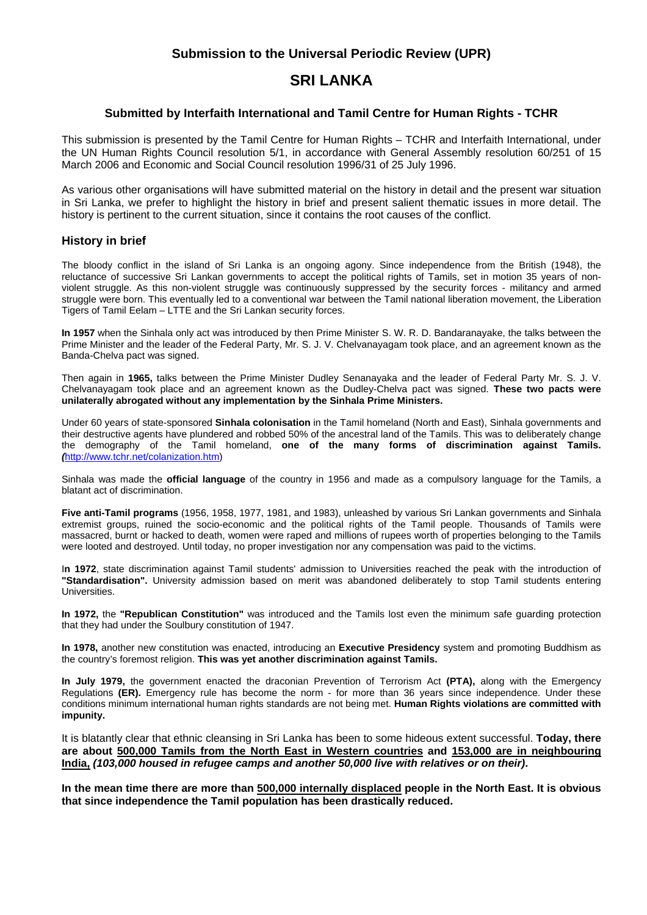## Submission to the Universal Periodic Review (UPR)

# SRI LANKA

### Submitted by Interfaith International and Tamil Centre for Human Rights - TCHR

This submission is presented by the Tamil Centre for Human Rights – TCHR and Interfaith International, under the UN Human Rights Council resolution 5/1, in accordance with General Assembly resolution 60/251 of 15 March 2006 and Economic and Social Council resolution 1996/31 of 25 July 1996.

As various other organisations will have submitted material on the history in detail and the present war situation in Sri Lanka, we prefer to highlight the history in brief and present salient thematic issues in more detail. The history is pertinent to the current situation, since it contains the root causes of the conflict.

## History in brief

The bloody conflict in the island of Sri Lanka is an ongoing agony. Since independence from the British (1948), the reluctance of successive Sri Lankan governments to accept the political rights of Tamils, set in motion 35 years of non-violent struggle. As this non-violent struggle was continuously suppressed by the security forces - militancy and armed struggle were born. This eventually led to a conventional war between the Tamil national liberation movement, the Liberation Tigers of Tamil Eelam – LTTE and the Sri Lankan security forces.

**In 1957** when the Sinhala only act was introduced by then Prime Minister S. W. R. D. Bandaranayake, the talks between the Prime Minister and the leader of the Federal Party, Mr. S. J. V. Chelvanayagam took place, and an agreement known as the Banda-Chelva pact was signed.

Then again in **1965,** talks between the Prime Minister Dudley Senanayaka and the leader of Federal Party Mr. S. J. V. Chelvanayagam took place and an agreement known as the Dudley-Chelva pact was signed. **These two pacts were unilaterally abrogated without any implementation by the Sinhala Prime Ministers.**

Under 60 years of state-sponsored **Sinhala colonisation** in the Tamil homeland (North and East), Sinhala governments and their destructive agents have plundered and robbed 50% of the ancestral land of the Tamils. This was to deliberately change the demography of the Tamil homeland, **one of the many forms of discrimination against Tamils.** *(*http://www.tchr.net/colanization.htm)

Sinhala was made the **official language** of the country in 1956 and made as a compulsory language for the Tamils, a blatant act of discrimination.

**Five anti-Tamil programs** (1956, 1958, 1977, 1981, and 1983), unleashed by various Sri Lankan governments and Sinhala extremist groups, ruined the socio-economic and the political rights of the Tamil people. Thousands of Tamils were massacred, burnt or hacked to death, women were raped and millions of rupees worth of properties belonging to the Tamils were looted and destroyed. Until today, no proper investigation nor any compensation was paid to the victims.

I**n 1972**, state discrimination against Tamil students' admission to Universities reached the peak with the introduction of **"Standardisation".** University admission based on merit was abandoned deliberately to stop Tamil students entering Universities.

**In 1972,** the **"Republican Constitution"** was introduced and the Tamils lost even the minimum safe guarding protection that they had under the Soulbury constitution of 1947.

**In 1978,** another new constitution was enacted, introducing an **Executive Presidency** system and promoting Buddhism as the country's foremost religion. **This was yet another discrimination against Tamils.**

**In July 1979,** the government enacted the draconian Prevention of Terrorism Act **(PTA),** along with the Emergency Regulations **(ER).** Emergency rule has become the norm - for more than 36 years since independence. Under these conditions minimum international human rights standards are not being met. **Human Rights violations are committed with impunity.**

It is blatantly clear that ethnic cleansing in Sri Lanka has been to some hideous extent successful. **Today, there are about <u>500,000 Tamils from the North East in Western countries</u> and <u>153,000 are in neighbouring India,</u>** ***(103,000 housed in refugee camps and another 50,000 live with relatives or on their).***

**In the mean time there are more than <u>500,000 internally displaced</u> people in the North East. It is obvious that since independence the Tamil population has been drastically reduced.**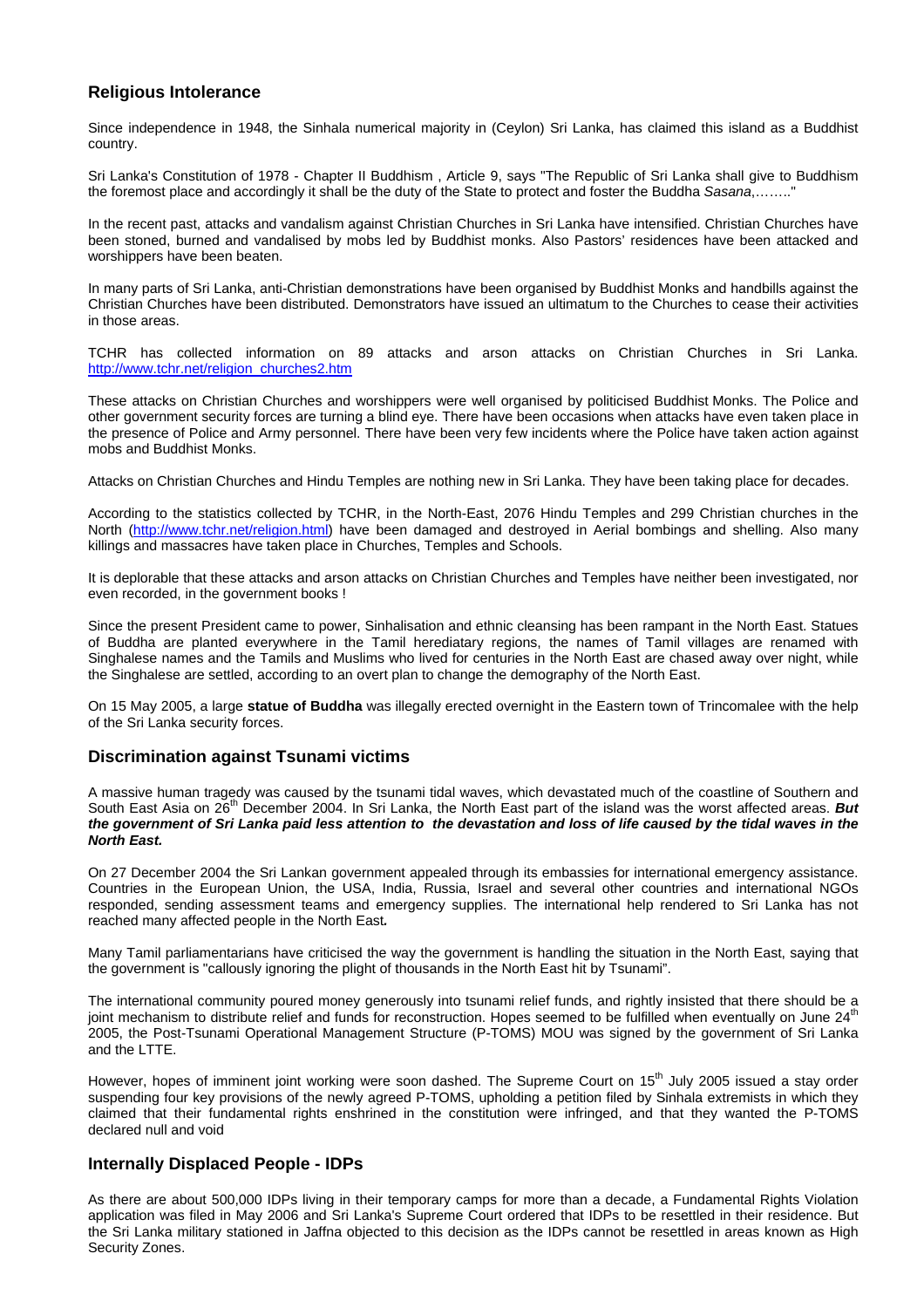## Religious Intolerance

Since independence in 1948, the Sinhala numerical majority in (Ceylon) Sri Lanka, has claimed this island as a Buddhist country.

Sri Lanka's Constitution of 1978 - Chapter II Buddhism , Article 9, says "The Republic of Sri Lanka shall give to Buddhism the foremost place and accordingly it shall be the duty of the State to protect and foster the Buddha *Sasana*,…….."

In the recent past, attacks and vandalism against Christian Churches in Sri Lanka have intensified. Christian Churches have been stoned, burned and vandalised by mobs led by Buddhist monks. Also Pastors' residences have been attacked and worshippers have been beaten.

In many parts of Sri Lanka, anti-Christian demonstrations have been organised by Buddhist Monks and handbills against the Christian Churches have been distributed. Demonstrators have issued an ultimatum to the Churches to cease their activities in those areas.

TCHR has collected information on 89 attacks and arson attacks on Christian Churches in Sri Lanka. http://www.tchr.net/religion_churches2.htm

These attacks on Christian Churches and worshippers were well organised by politicised Buddhist Monks. The Police and other government security forces are turning a blind eye. There have been occasions when attacks have even taken place in the presence of Police and Army personnel. There have been very few incidents where the Police have taken action against mobs and Buddhist Monks.

Attacks on Christian Churches and Hindu Temples are nothing new in Sri Lanka. They have been taking place for decades.

According to the statistics collected by TCHR, in the North-East, 2076 Hindu Temples and 299 Christian churches in the North (http://www.tchr.net/religion.html) have been damaged and destroyed in Aerial bombings and shelling. Also many killings and massacres have taken place in Churches, Temples and Schools.

It is deplorable that these attacks and arson attacks on Christian Churches and Temples have neither been investigated, nor even recorded, in the government books !

Since the present President came to power, Sinhalisation and ethnic cleansing has been rampant in the North East. Statues of Buddha are planted everywhere in the Tamil herediatary regions, the names of Tamil villages are renamed with Singhalese names and the Tamils and Muslims who lived for centuries in the North East are chased away over night, while the Singhalese are settled, according to an overt plan to change the demography of the North East.

On 15 May 2005, a large **statue of Buddha** was illegally erected overnight in the Eastern town of Trincomalee with the help of the Sri Lanka security forces.

## Discrimination against Tsunami victims

A massive human tragedy was caused by the tsunami tidal waves, which devastated much of the coastline of Southern and South East Asia on 26th December 2004. In Sri Lanka, the North East part of the island was the worst affected areas. ***But the government of Sri Lanka paid less attention to the devastation and loss of life caused by the tidal waves in the North East.***

On 27 December 2004 the Sri Lankan government appealed through its embassies for international emergency assistance. Countries in the European Union, the USA, India, Russia, Israel and several other countries and international NGOs responded, sending assessment teams and emergency supplies. The international help rendered to Sri Lanka has not reached many affected people in the North East.

Many Tamil parliamentarians have criticised the way the government is handling the situation in the North East, saying that the government is "callously ignoring the plight of thousands in the North East hit by Tsunami".

The international community poured money generously into tsunami relief funds, and rightly insisted that there should be a joint mechanism to distribute relief and funds for reconstruction. Hopes seemed to be fulfilled when eventually on June 24th 2005, the Post-Tsunami Operational Management Structure (P-TOMS) MOU was signed by the government of Sri Lanka and the LTTE.

However, hopes of imminent joint working were soon dashed. The Supreme Court on 15th July 2005 issued a stay order suspending four key provisions of the newly agreed P-TOMS, upholding a petition filed by Sinhala extremists in which they claimed that their fundamental rights enshrined in the constitution were infringed, and that they wanted the P-TOMS declared null and void

## Internally Displaced People - IDPs

As there are about 500,000 IDPs living in their temporary camps for more than a decade, a Fundamental Rights Violation application was filed in May 2006 and Sri Lanka's Supreme Court ordered that IDPs to be resettled in their residence. But the Sri Lanka military stationed in Jaffna objected to this decision as the IDPs cannot be resettled in areas known as High Security Zones.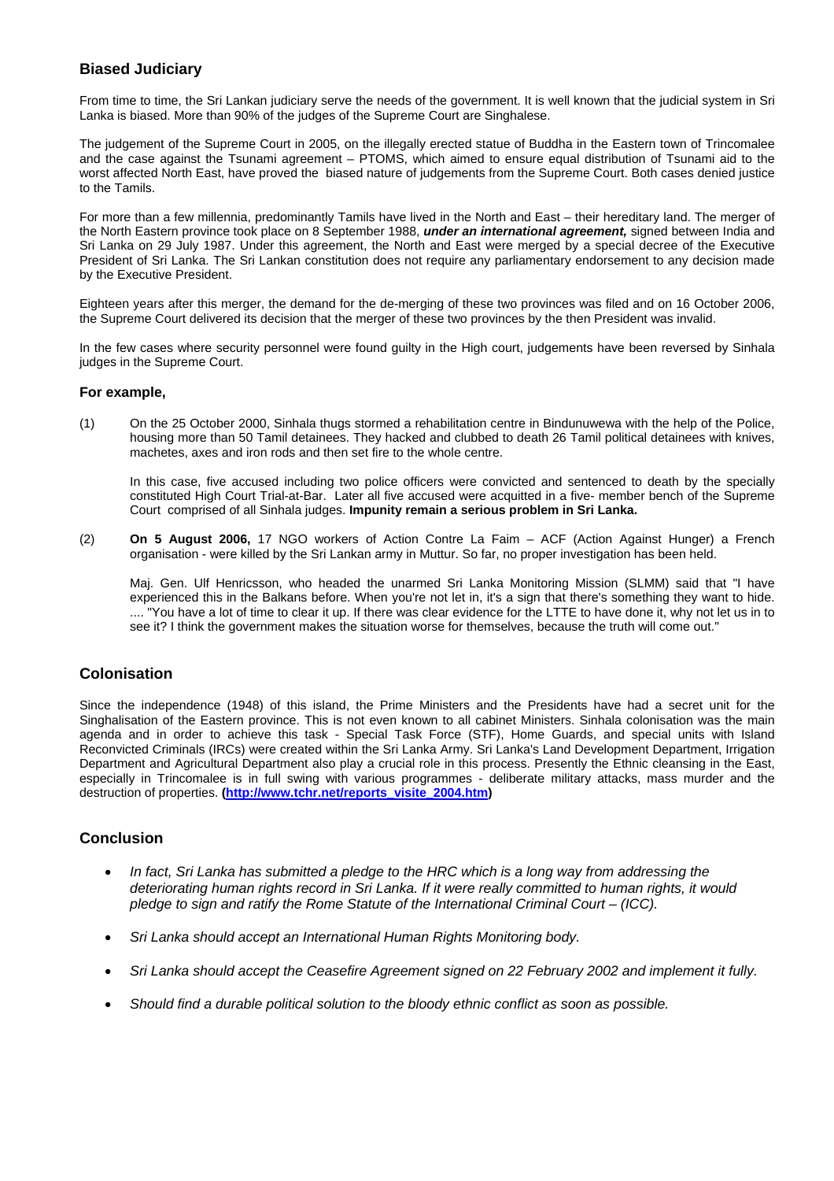## Biased Judiciary

From time to time, the Sri Lankan judiciary serve the needs of the government. It is well known that the judicial system in Sri Lanka is biased. More than 90% of the judges of the Supreme Court are Singhalese.

The judgement of the Supreme Court in 2005, on the illegally erected statue of Buddha in the Eastern town of Trincomalee and the case against the Tsunami agreement – PTOMS, which aimed to ensure equal distribution of Tsunami aid to the worst affected North East, have proved the biased nature of judgements from the Supreme Court. Both cases denied justice to the Tamils.

For more than a few millennia, predominantly Tamils have lived in the North and East – their hereditary land. The merger of the North Eastern province took place on 8 September 1988, ***under an international agreement,*** signed between India and Sri Lanka on 29 July 1987. Under this agreement, the North and East were merged by a special decree of the Executive President of Sri Lanka. The Sri Lankan constitution does not require any parliamentary endorsement to any decision made by the Executive President.

Eighteen years after this merger, the demand for the de-merging of these two provinces was filed and on 16 October 2006, the Supreme Court delivered its decision that the merger of these two provinces by the then President was invalid.

In the few cases where security personnel were found guilty in the High court, judgements have been reversed by Sinhala judges in the Supreme Court.

### For example,

(1) On the 25 October 2000, Sinhala thugs stormed a rehabilitation centre in Bindunuwewa with the help of the Police, housing more than 50 Tamil detainees. They hacked and clubbed to death 26 Tamil political detainees with knives, machetes, axes and iron rods and then set fire to the whole centre.

In this case, five accused including two police officers were convicted and sentenced to death by the specially constituted High Court Trial-at-Bar. Later all five accused were acquitted in a five- member bench of the Supreme Court comprised of all Sinhala judges. **Impunity remain a serious problem in Sri Lanka.**

(2) **On 5 August 2006,** 17 NGO workers of Action Contre La Faim – ACF (Action Against Hunger) a French organisation - were killed by the Sri Lankan army in Muttur. So far, no proper investigation has been held.

Maj. Gen. Ulf Henricsson, who headed the unarmed Sri Lanka Monitoring Mission (SLMM) said that "I have experienced this in the Balkans before. When you're not let in, it's a sign that there's something they want to hide. .... "You have a lot of time to clear it up. If there was clear evidence for the LTTE to have done it, why not let us in to see it? I think the government makes the situation worse for themselves, because the truth will come out."

## Colonisation

Since the independence (1948) of this island, the Prime Ministers and the Presidents have had a secret unit for the Singhalisation of the Eastern province. This is not even known to all cabinet Ministers. Sinhala colonisation was the main agenda and in order to achieve this task - Special Task Force (STF), Home Guards, and special units with Island Reconvicted Criminals (IRCs) were created within the Sri Lanka Army. Sri Lanka's Land Development Department, Irrigation Department and Agricultural Department also play a crucial role in this process. Presently the Ethnic cleansing in the East, especially in Trincomalee is in full swing with various programmes - deliberate military attacks, mass murder and the destruction of properties. **([http://www.tchr.net/reports_visite_2004.htm](http://www.tchr.net/reports_visite_2004.htm))**

## Conclusion

- *In fact, Sri Lanka has submitted a pledge to the HRC which is a long way from addressing the deteriorating human rights record in Sri Lanka. If it were really committed to human rights, it would pledge to sign and ratify the Rome Statute of the International Criminal Court – (ICC).*
- *Sri Lanka should accept an International Human Rights Monitoring body.*
- *Sri Lanka should accept the Ceasefire Agreement signed on 22 February 2002 and implement it fully.*
- *Should find a durable political solution to the bloody ethnic conflict as soon as possible.*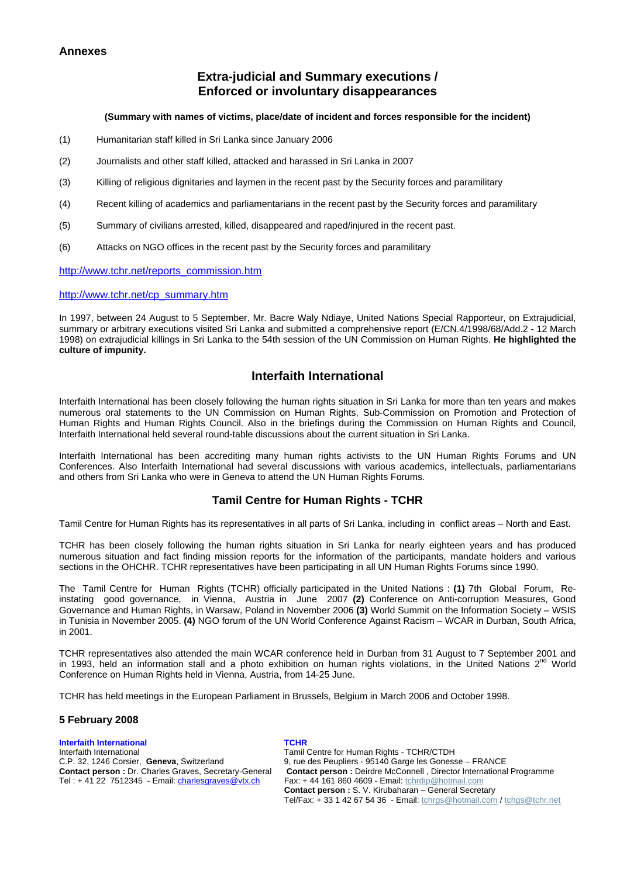## Annexes

## Extra-judicial and Summary executions / Enforced or involuntary disappearances

**(Summary with names of victims, place/date of incident and forces responsible for the incident)**

(1) Humanitarian staff killed in Sri Lanka since January 2006

(2) Journalists and other staff killed, attacked and harassed in Sri Lanka in 2007

(3) Killing of religious dignitaries and laymen in the recent past by the Security forces and paramilitary

(4) Recent killing of academics and parliamentarians in the recent past by the Security forces and paramilitary

(5) Summary of civilians arrested, killed, disappeared and raped/injured in the recent past.

(6) Attacks on NGO offices in the recent past by the Security forces and paramilitary

http://www.tchr.net/reports_commission.htm

http://www.tchr.net/cp_summary.htm

In 1997, between 24 August to 5 September, Mr. Bacre Waly Ndiaye, United Nations Special Rapporteur, on Extrajudicial, summary or arbitrary executions visited Sri Lanka and submitted a comprehensive report (E/CN.4/1998/68/Add.2 - 12 March 1998) on extrajudicial killings in Sri Lanka to the 54th session of the UN Commission on Human Rights. **He highlighted the culture of impunity.**

## Interfaith International

Interfaith International has been closely following the human rights situation in Sri Lanka for more than ten years and makes numerous oral statements to the UN Commission on Human Rights, Sub-Commission on Promotion and Protection of Human Rights and Human Rights Council. Also in the briefings during the Commission on Human Rights and Council, Interfaith International held several round-table discussions about the current situation in Sri Lanka.

Interfaith International has been accrediting many human rights activists to the UN Human Rights Forums and UN Conferences. Also Interfaith International had several discussions with various academics, intellectuals, parliamentarians and others from Sri Lanka who were in Geneva to attend the UN Human Rights Forums.

## Tamil Centre for Human Rights - TCHR

Tamil Centre for Human Rights has its representatives in all parts of Sri Lanka, including in conflict areas – North and East.

TCHR has been closely following the human rights situation in Sri Lanka for nearly eighteen years and has produced numerous situation and fact finding mission reports for the information of the participants, mandate holders and various sections in the OHCHR. TCHR representatives have been participating in all UN Human Rights Forums since 1990.

The Tamil Centre for Human Rights (TCHR) officially participated in the United Nations : **(1)** 7th Global Forum, Re-instating good governance, in Vienna, Austria in June 2007 **(2)** Conference on Anti-corruption Measures, Good Governance and Human Rights, in Warsaw, Poland in November 2006 **(3)** World Summit on the Information Society – WSIS in Tunisia in November 2005. **(4)** NGO forum of the UN World Conference Against Racism – WCAR in Durban, South Africa, in 2001.

TCHR representatives also attended the main WCAR conference held in Durban from 31 August to 7 September 2001 and in 1993, held an information stall and a photo exhibition on human rights violations, in the United Nations 2nd World Conference on Human Rights held in Vienna, Austria, from 14-25 June.

TCHR has held meetings in the European Parliament in Brussels, Belgium in March 2006 and October 1998.

### 5 February 2008

**Interfaith International**
Interfaith International
C.P. 32, 1246 Corsier, **Geneva**, Switzerland
**Contact person :** Dr. Charles Graves, Secretary-General
Tel : + 41 22 7512345 - Email: charlesgraves@vtx.ch

**TCHR**
Tamil Centre for Human Rights - TCHR/CTDH
9, rue des Peupliers - 95140 Garge les Gonesse – FRANCE
**Contact person :** Deirdre McConnell , Director International Programme
Fax: + 44 161 860 4609 - Email: tchrdip@hotmail.com
**Contact person :** S. V. Kirubaharan – General Secretary
Tel/Fax: + 33 1 42 67 54 36 - Email: tchrgs@hotmail.com / tchgs@tchr.net